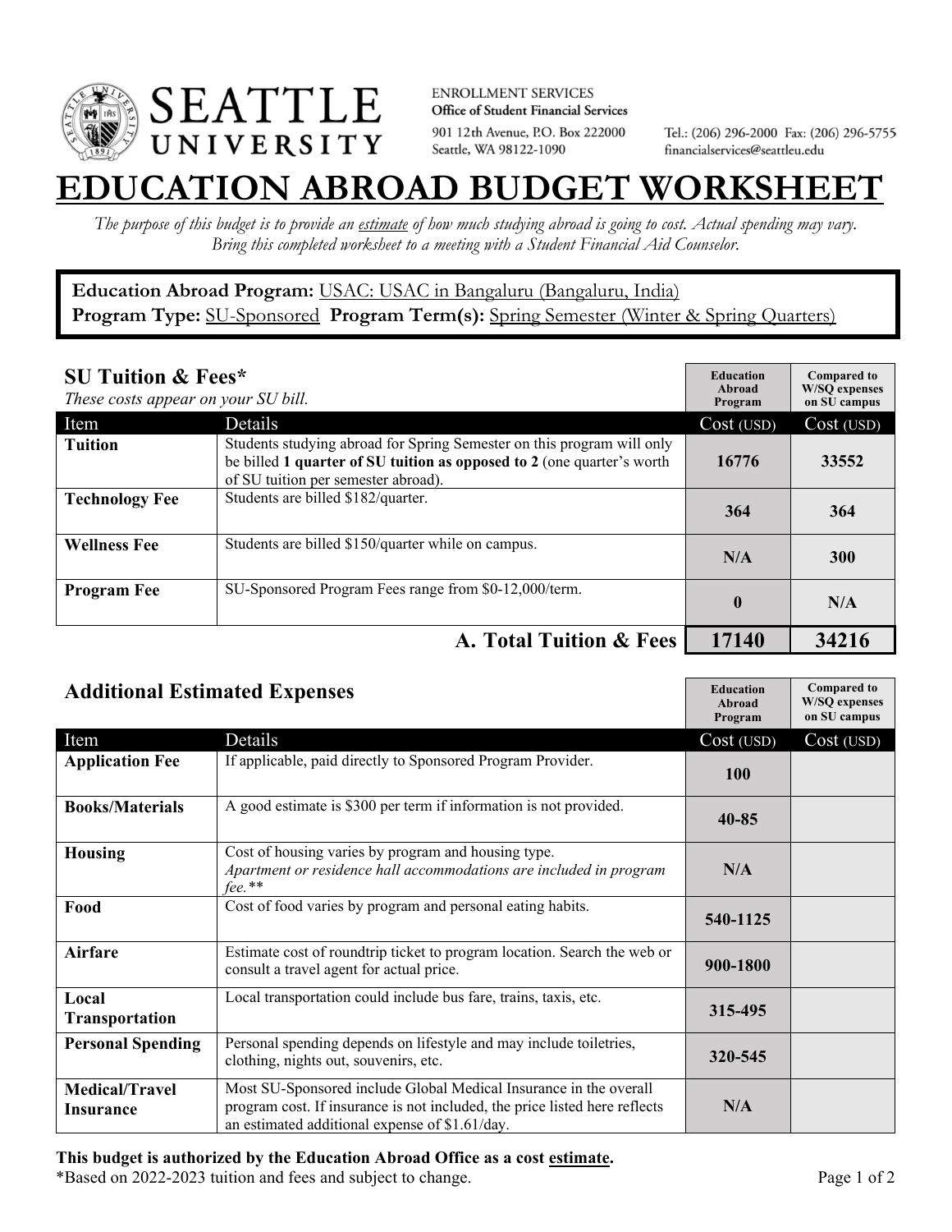**SEATTLE UNIVERSITY**

ENROLLMENT SERVICES
**Office of Student Financial Services**
901 12th Avenue, P.O. Box 222000
Seattle, WA 98122-1090

Tel.: (206) 296-2000 Fax: (206) 296-5755
financialservices@seattleu.edu

# EDUCATION ABROAD BUDGET WORKSHEET

*The purpose of this budget is to provide an estimate of how much studying abroad is going to cost. Actual spending may vary. Bring this completed worksheet to a meeting with a Student Financial Aid Counselor.*

**Education Abroad Program:** USAC: USAC in Bangaluru (Bangaluru, India)
**Program Type:** SU-Sponsored **Program Term(s):** Spring Semester (Winter & Spring Quarters)

## SU Tuition & Fees*

*These costs appear on your SU bill.*

| Item | Details | Education Abroad Program Cost (USD) | Compared to W/SQ expenses on SU campus Cost (USD) |
|---|---|---|---|
| **Tuition** | Students studying abroad for Spring Semester on this program will only be billed **1 quarter of SU tuition as opposed to 2** (one quarter's worth of SU tuition per semester abroad). | 16776 | 33552 |
| **Technology Fee** | Students are billed $182/quarter. | 364 | 364 |
| **Wellness Fee** | Students are billed $150/quarter while on campus. | N/A | 300 |
| **Program Fee** | SU-Sponsored Program Fees range from $0-12,000/term. | 0 | N/A |
| | **A. Total Tuition & Fees** | **17140** | **34216** |

## Additional Estimated Expenses

| Item | Details | Education Abroad Program Cost (USD) | Compared to W/SQ expenses on SU campus Cost (USD) |
|---|---|---|---|
| **Application Fee** | If applicable, paid directly to Sponsored Program Provider. | 100 | |
| **Books/Materials** | A good estimate is $300 per term if information is not provided. | 40-85 | |
| **Housing** | Cost of housing varies by program and housing type. *Apartment or residence hall accommodations are included in program fee.*** | N/A | |
| **Food** | Cost of food varies by program and personal eating habits. | 540-1125 | |
| **Airfare** | Estimate cost of roundtrip ticket to program location. Search the web or consult a travel agent for actual price. | 900-1800 | |
| **Local Transportation** | Local transportation could include bus fare, trains, taxis, etc. | 315-495 | |
| **Personal Spending** | Personal spending depends on lifestyle and may include toiletries, clothing, nights out, souvenirs, etc. | 320-545 | |
| **Medical/Travel Insurance** | Most SU-Sponsored include Global Medical Insurance in the overall program cost. If insurance is not included, the price listed here reflects an estimated additional expense of $1.61/day. | N/A | |

**This budget is authorized by the Education Abroad Office as a cost estimate.**
*Based on 2022-2023 tuition and fees and subject to change.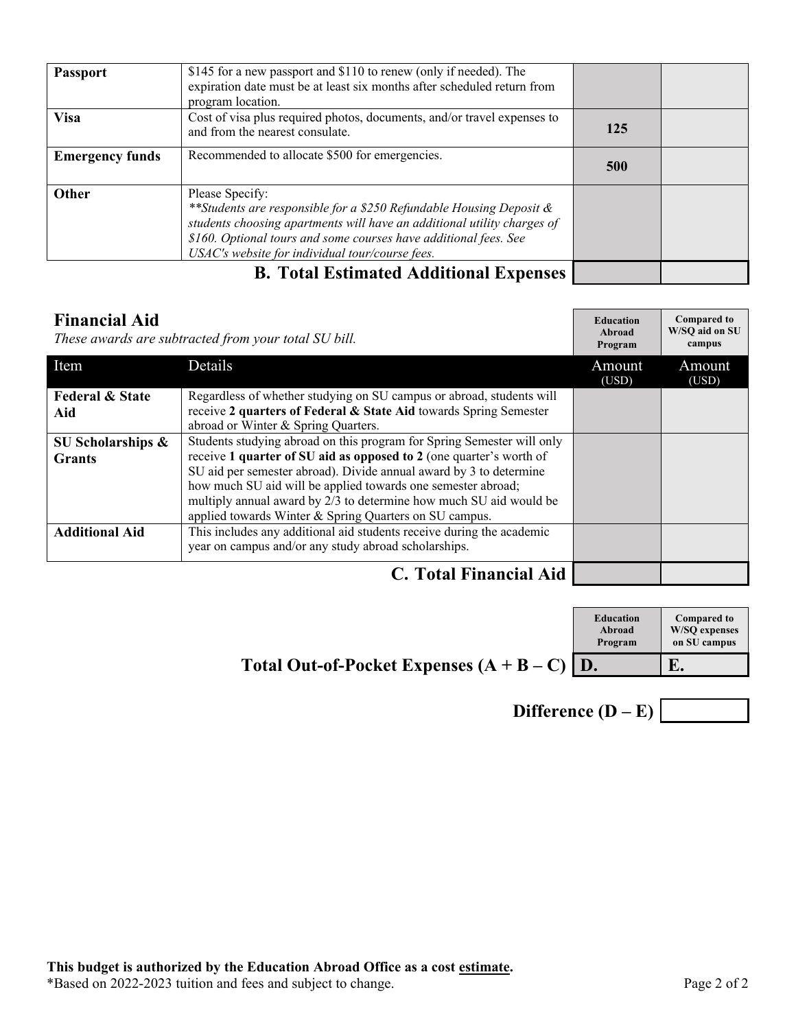| | | | |
|---|---|---|---|
| **Passport** | $145 for a new passport and $110 to renew (only if needed). The expiration date must be at least six months after scheduled return from program location. | | |
| **Visa** | Cost of visa plus required photos, documents, and/or travel expenses to and from the nearest consulate. | **125** | |
| **Emergency funds** | Recommended to allocate $500 for emergencies. | **500** | |
| **Other** | Please Specify:<br>*\*\*Students are responsible for a $250 Refundable Housing Deposit & students choosing apartments will have an additional utility charges of $160. Optional tours and some courses have additional fees. See USAC's website for individual tour/course fees.* | | |
| | **B. Total Estimated Additional Expenses** | | |

## Financial Aid

*These awards are subtracted from your total SU bill.*

| | | **Education Abroad Program** | **Compared to W/SQ aid on SU campus** |
|---|---|---|---|
| Item | Details | Amount (USD) | Amount (USD) |
| **Federal & State Aid** | Regardless of whether studying on SU campus or abroad, students will receive **2 quarters of Federal & State Aid** towards Spring Semester abroad or Winter & Spring Quarters. | | |
| **SU Scholarships & Grants** | Students studying abroad on this program for Spring Semester will only receive **1 quarter of SU aid as opposed to 2** (one quarter's worth of SU aid per semester abroad). Divide annual award by 3 to determine how much SU aid will be applied towards one semester abroad; multiply annual award by 2/3 to determine how much SU aid would be applied towards Winter & Spring Quarters on SU campus. | | |
| **Additional Aid** | This includes any additional aid students receive during the academic year on campus and/or any study abroad scholarships. | | |
| | **C. Total Financial Aid** | | |

| | **Education Abroad Program** | **Compared to W/SQ expenses on SU campus** |
|---|---|---|
| **Total Out-of-Pocket Expenses (A + B – C)** | **D.** | **E.** |

**Difference (D – E)** |  |

**This budget is authorized by the Education Abroad Office as a cost estimate.**

*Based on 2022-2023 tuition and fees and subject to change.